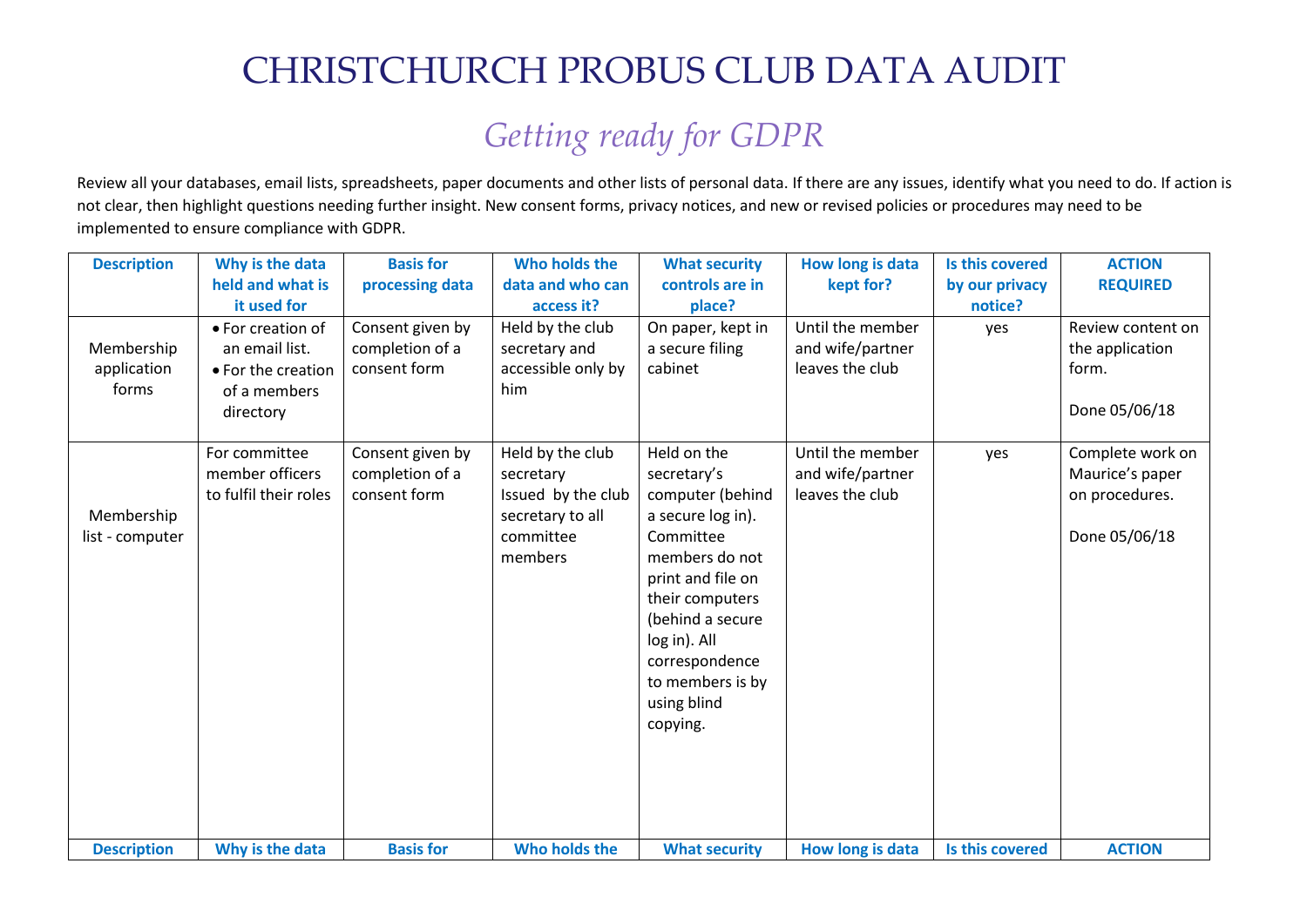# CHRISTCHURCH PROBUS CLUB DATA AUDIT

## *Getting ready for GDPR*

Review all your databases, email lists, spreadsheets, paper documents and other lists of personal data. If there are any issues, identify what you need to do. If action is not clear, then highlight questions needing further insight. New consent forms, privacy notices, and new or revised policies or procedures may need to be implemented to ensure compliance with GDPR.

| Description | Why is the data held and what is it used for | Basis for processing data | Who holds the data and who can access it? | What security controls are in place? | How long is data kept for? | Is this covered by our privacy notice? | ACTION REQUIRED |
|---|---|---|---|---|---|---|---|
| Membership application forms | • For creation of an email list.<br>• For the creation of a members directory | Consent given by completion of a consent form | Held by the club secretary and accessible only by him | On paper, kept in a secure filing cabinet | Until the member and wife/partner leaves the club | yes | Review content on the application form.<br><br>Done 05/06/18 |
| Membership list - computer | For committee member officers to fulfil their roles | Consent given by completion of a consent form | Held by the club secretary<br>Issued by the club secretary to all committee members | Held on the secretary's computer (behind a secure log in). Committee members do not print and file on their computers (behind a secure log in). All correspondence to members is by using blind copying. | Until the member and wife/partner leaves the club | yes | Complete work on Maurice's paper on procedures.<br><br>Done 05/06/18 |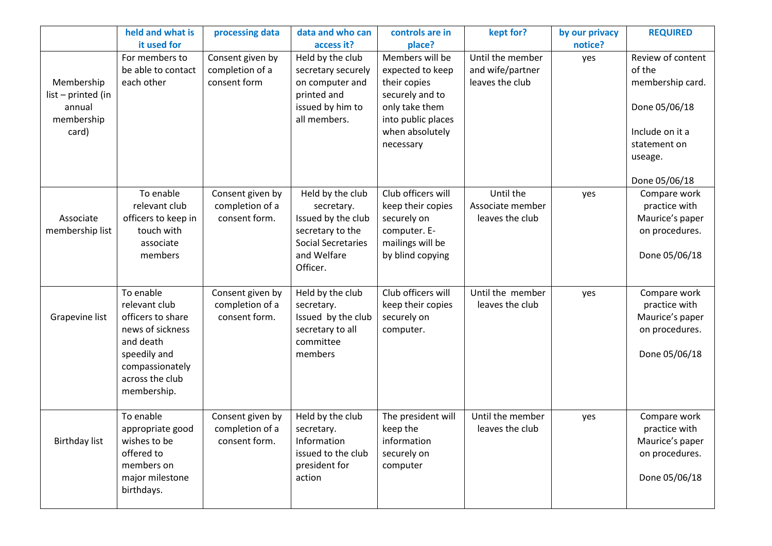| | held and what is it used for | processing data | data and who can access it? | controls are in place? | kept for? | by our privacy notice? | REQUIRED |
|---|---|---|---|---|---|---|---|
| Membership list – printed (in annual membership card) | For members to be able to contact each other | Consent given by completion of a consent form | Held by the club secretary securely on computer and printed and issued by him to all members. | Members will be expected to keep their copies securely and to only take them into public places when absolutely necessary | Until the member and wife/partner leaves the club | yes | Review of content of the membership card.<br><br>Done 05/06/18<br><br>Include on it a statement on useage.<br><br>Done 05/06/18 |
| Associate membership list | To enable relevant club officers to keep in touch with associate members | Consent given by completion of a consent form. | Held by the club secretary. Issued by the club secretary to the Social Secretaries and Welfare Officer. | Club officers will keep their copies securely on computer. E-mailings will be by blind copying | Until the Associate member leaves the club | yes | Compare work practice with Maurice's paper on procedures.<br><br>Done 05/06/18 |
| Grapevine list | To enable relevant club officers to share news of sickness and death speedily and compassionately across the club membership. | Consent given by completion of a consent form. | Held by the club secretary. Issued by the club secretary to all committee members | Club officers will keep their copies securely on computer. | Until the member leaves the club | yes | Compare work practice with Maurice's paper on procedures.<br><br>Done 05/06/18 |
| Birthday list | To enable appropriate good wishes to be offered to members on major milestone birthdays. | Consent given by completion of a consent form. | Held by the club secretary. Information issued to the club president for action | The president will keep the information securely on computer | Until the member leaves the club | yes | Compare work practice with Maurice's paper on procedures.<br><br>Done 05/06/18 |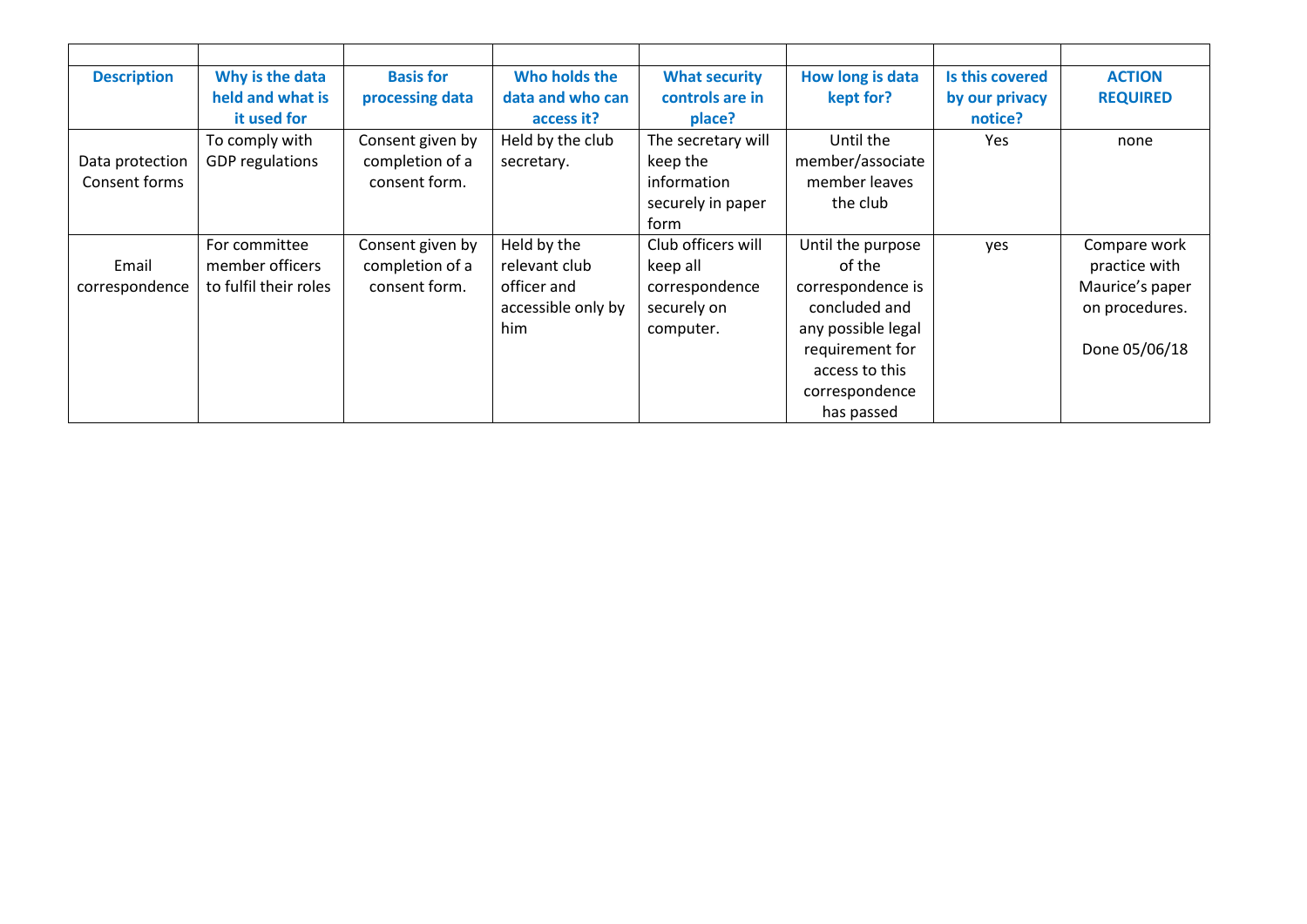| | | | | | | | |
|---|---|---|---|---|---|---|---|
| **Description** | **Why is the data held and what is it used for** | **Basis for processing data** | **Who holds the data and who can access it?** | **What security controls are in place?** | **How long is data kept for?** | **Is this covered by our privacy notice?** | **ACTION REQUIRED** |
| Data protection Consent forms | To comply with GDP regulations | Consent given by completion of a consent form. | Held by the club secretary. | The secretary will keep the information securely in paper form | Until the member/associate member leaves the club | Yes | none |
| Email correspondence | For committee member officers to fulfil their roles | Consent given by completion of a consent form. | Held by the relevant club officer and accessible only by him | Club officers will keep all correspondence securely on computer. | Until the purpose of the correspondence is concluded and any possible legal requirement for access to this correspondence has passed | yes | Compare work practice with Maurice's paper on procedures.<br><br>Done 05/06/18 |